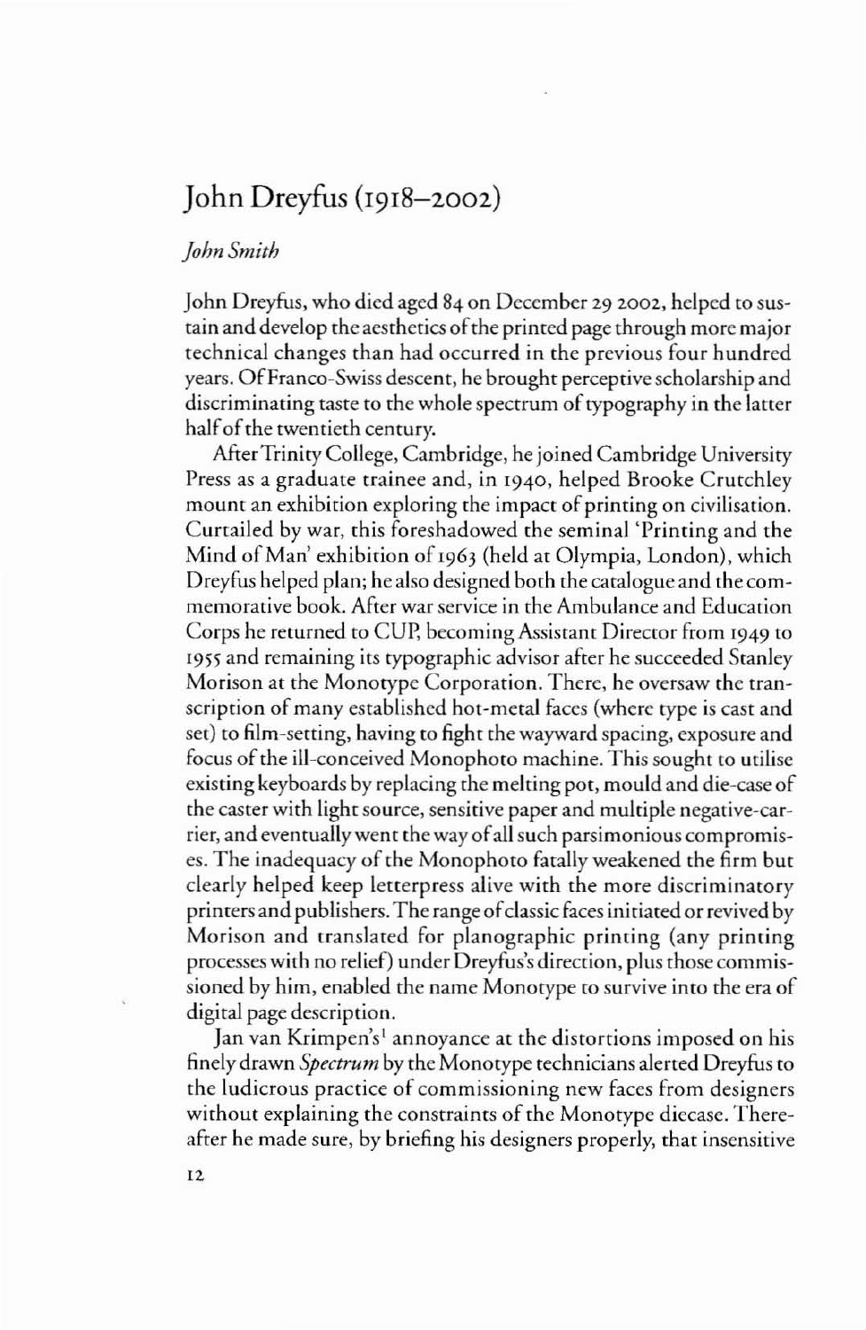# John Dreyfus (1918–2002)

*John Smith*

John Dreyfus, who died aged 84 on December 29 2002, helped to sustain and develop the aesthetics of the printed page through more major technical changes than had occurred in the previous four hundred years. Of Franco-Swiss descent, he brought perceptive scholarship and discriminating taste to the whole spectrum of typography in the latter half of the twentieth century.

After Trinity College, Cambridge, he joined Cambridge University Press as a graduate trainee and, in 1940, helped Brooke Crutchley mount an exhibition exploring the impact of printing on civilisation. Curtailed by war, this foreshadowed the seminal 'Printing and the Mind of Man' exhibition of 1963 (held at Olympia, London), which Dreyfus helped plan; he also designed both the catalogue and the commemorative book. After war service in the Ambulance and Education Corps he returned to CUP, becoming Assistant Director from 1949 to 1955 and remaining its typographic advisor after he succeeded Stanley Morison at the Monotype Corporation. There, he oversaw the transcription of many established hot-metal faces (where type is cast and set) to film-setting, having to fight the wayward spacing, exposure and focus of the ill-conceived Monophoto machine. This sought to utilise existing keyboards by replacing the melting pot, mould and die-case of the caster with light source, sensitive paper and multiple negative-carrier, and eventually went the way of all such parsimonious compromises. The inadequacy of the Monophoto fatally weakened the firm but clearly helped keep letterpress alive with the more discriminatory printers and publishers. The range of classic faces initiated or revived by Morison and translated for planographic printing (any printing processes with no relief) under Dreyfus's direction, plus those commissioned by him, enabled the name Monotype to survive into the era of digital page description.

Jan van Krimpen's[1] annoyance at the distortions imposed on his finely drawn *Spectrum* by the Monotype technicians alerted Dreyfus to the ludicrous practice of commissioning new faces from designers without explaining the constraints of the Monotype diecase. Thereafter he made sure, by briefing his designers properly, that insensitive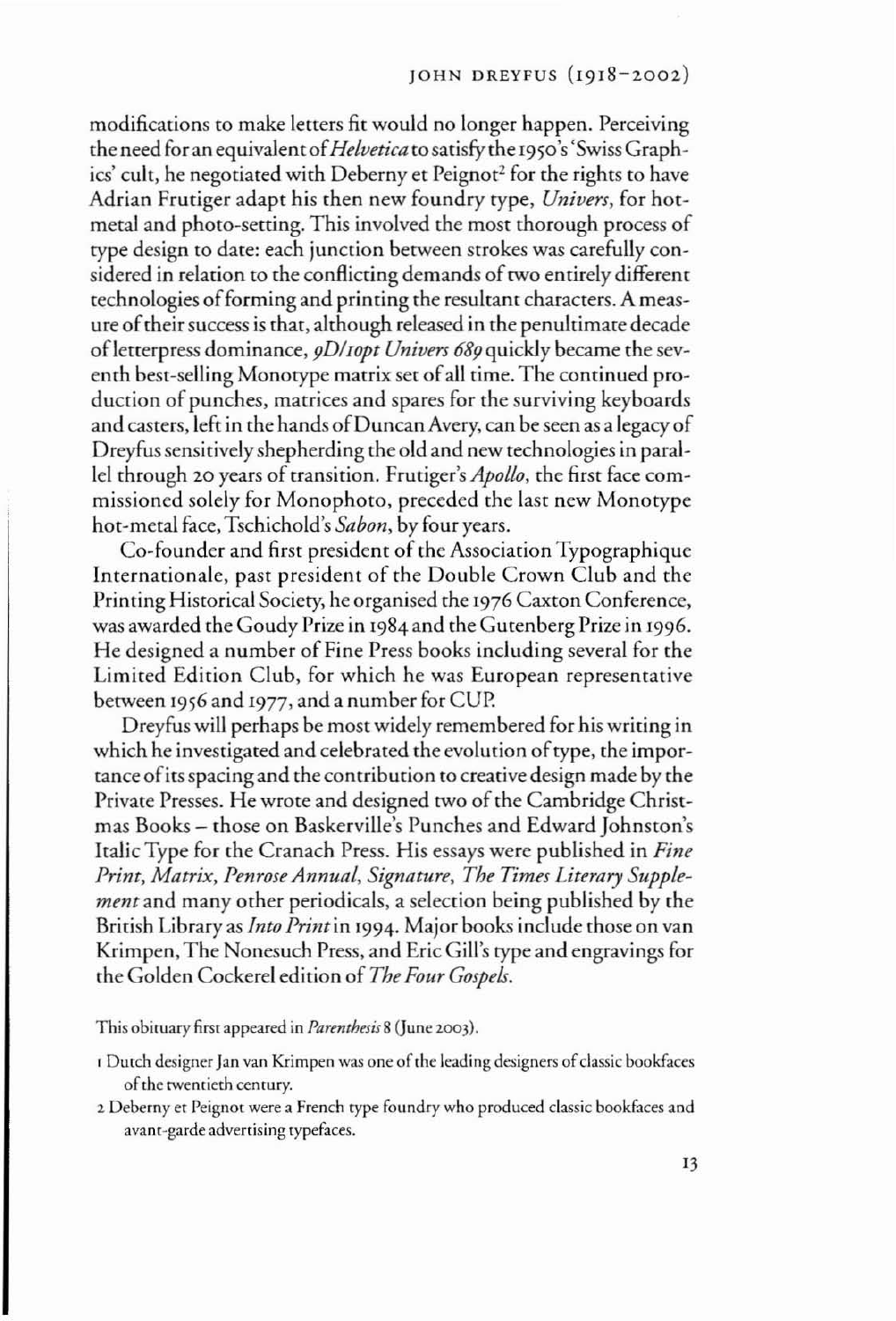modifications to make letters fit would no longer happen. Perceiving the need for an equivalent of *Helvetica* to satisfy the 1950's 'Swiss Graphics' cult, he negotiated with Deberny et Peignot[2] for the rights to have Adrian Frutiger adapt his then new foundry type, *Univers*, for hot-metal and photo-setting. This involved the most thorough process of type design to date: each junction between strokes was carefully considered in relation to the conflicting demands of two entirely different technologies of forming and printing the resultant characters. A measure of their success is that, although released in the penultimate decade of letterpress dominance, *9D/10pt Univers 689* quickly became the seventh best-selling Monotype matrix set of all time. The continued production of punches, matrices and spares for the surviving keyboards and casters, left in the hands of Duncan Avery, can be seen as a legacy of Dreyfus sensitively shepherding the old and new technologies in parallel through 20 years of transition. Frutiger's *Apollo*, the first face commissioned solely for Monophoto, preceded the last new Monotype hot-metal face, Tschichold's *Sabon*, by four years.

Co-founder and first president of the Association Typographique Internationale, past president of the Double Crown Club and the Printing Historical Society, he organised the 1976 Caxton Conference, was awarded the Goudy Prize in 1984 and the Gutenberg Prize in 1996. He designed a number of Fine Press books including several for the Limited Edition Club, for which he was European representative between 1956 and 1977, and a number for CUP.

Dreyfus will perhaps be most widely remembered for his writing in which he investigated and celebrated the evolution of type, the importance of its spacing and the contribution to creative design made by the Private Presses. He wrote and designed two of the Cambridge Christmas Books – those on Baskerville's Punches and Edward Johnston's Italic Type for the Cranach Press. His essays were published in *Fine Print, Matrix, Penrose Annual, Signature, The Times Literary Supplement* and many other periodicals, a selection being published by the British Library as *Into Print* in 1994. Major books include those on van Krimpen, The Nonesuch Press, and Eric Gill's type and engravings for the Golden Cockerel edition of *The Four Gospels*.

This obituary first appeared in *Parenthesis* 8 (June 2003).

1 Dutch designer Jan van Krimpen was one of the leading designers of classic bookfaces of the twentieth century.

2 Deberny et Peignot were a French type foundry who produced classic bookfaces and avant-garde advertising typefaces.